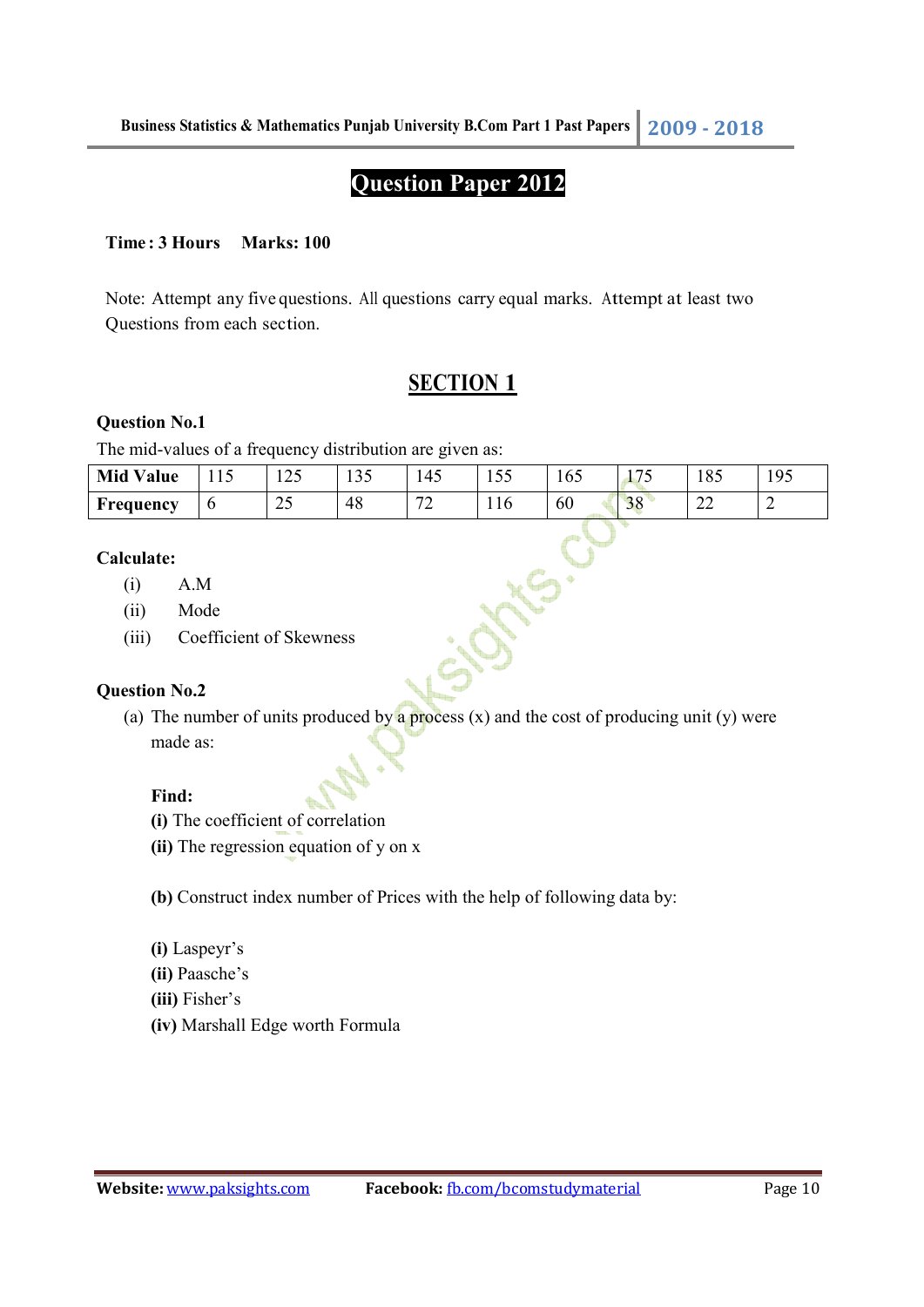# Question Paper 2012

**Time : 3 Hours  Marks: 100**

Note: Attempt any five questions. All questions carry equal marks. Attempt at least two Questions from each section.

## SECTION 1

**Question No.1**

The mid-values of a frequency distribution are given as:

| **Mid Value** | 115 | 125 | 135 | 145 | 155 | 165 | 175 | 185 | 195 |
|---|---|---|---|---|---|---|---|---|---|
| **Frequency** | 6 | 25 | 48 | 72 | 116 | 60 | 38 | 22 | 2 |

**Calculate:**

(i) A.M

(ii) Mode

(iii) Coefficient of Skewness

**Question No.2**

(a) The number of units produced by a process (x) and the cost of producing unit (y) were made as:

**Find:**

**(i)** The coefficient of correlation

**(ii)** The regression equation of y on x

**(b)** Construct index number of Prices with the help of following data by:

**(i)** Laspeyr's

**(ii)** Paasche's

**(iii)** Fisher's

**(iv)** Marshall Edge worth Formula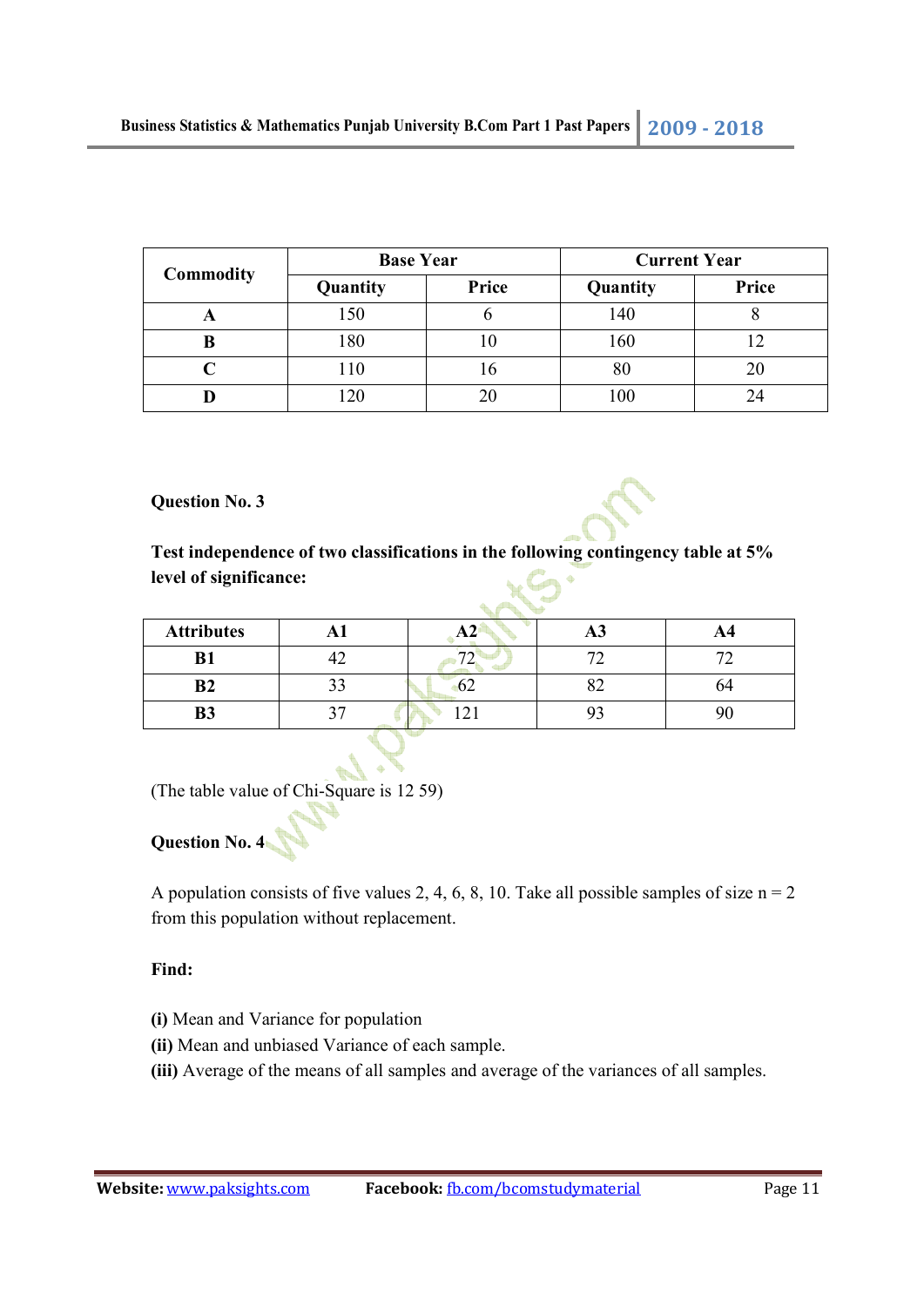| Commodity | Base Year | | Current Year | |
|---|---|---|---|---|
| | Quantity | Price | Quantity | Price |
| **A** | 150 | 6 | 140 | 8 |
| **B** | 180 | 10 | 160 | 12 |
| **C** | 110 | 16 | 80 | 20 |
| **D** | 120 | 20 | 100 | 24 |

**Question No. 3**

**Test independence of two classifications in the following contingency table at 5% level of significance:**

| Attributes | A1 | A2 | A3 | A4 |
|---|---|---|---|---|
| **B1** | 42 | 72 | 72 | 72 |
| **B2** | 33 | 62 | 82 | 64 |
| **B3** | 37 | 121 | 93 | 90 |

(The table value of Chi-Square is 12 59)

**Question No. 4**

A population consists of five values 2, 4, 6, 8, 10. Take all possible samples of size n = 2 from this population without replacement.

**Find:**

**(i)** Mean and Variance for population
**(ii)** Mean and unbiased Variance of each sample.
**(iii)** Average of the means of all samples and average of the variances of all samples.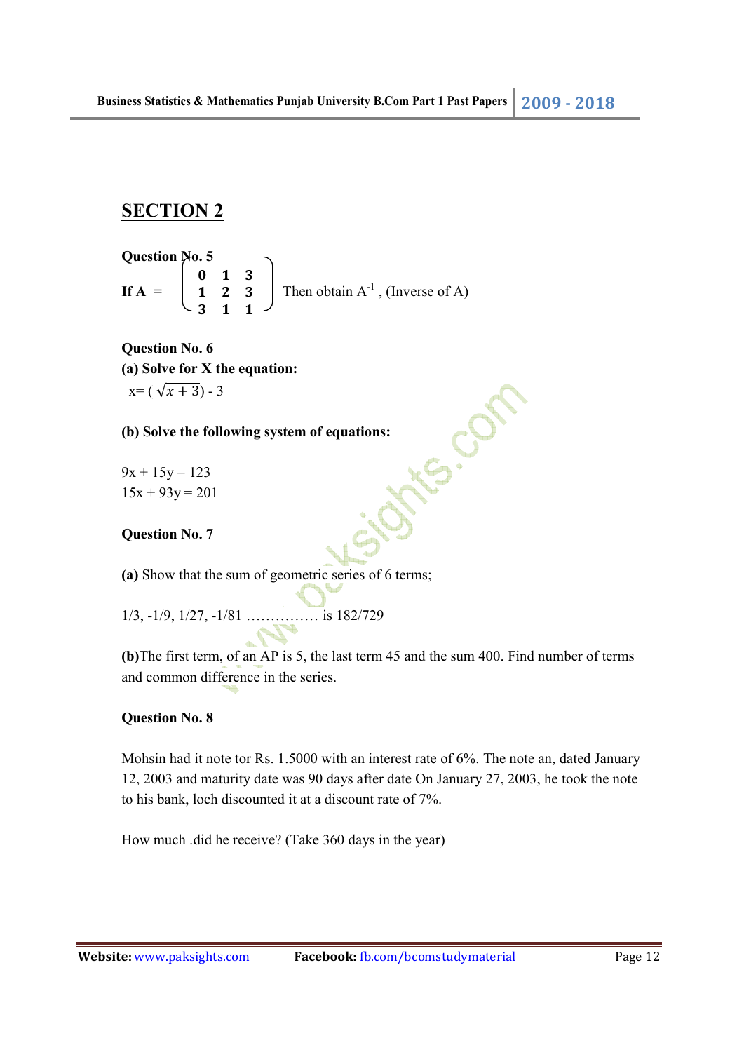# SECTION 2

**Question No. 5**

**If A =** $\begin{bmatrix} 0 & 1 & 3 \\ 1 & 2 & 3 \\ 3 & 1 & 1 \end{bmatrix}$ Then obtain $A^{-1}$, (Inverse of A)

**Question No. 6**

**(a) Solve for X the equation:**

$x = (\sqrt{x+3}) - 3$

**(b) Solve the following system of equations:**

$9x + 15y = 123$
$15x + 93y = 201$

**Question No. 7**

**(a)** Show that the sum of geometric series of 6 terms;

1/3, -1/9, 1/27, -1/81 …………… is 182/729

**(b)**The first term, of an AP is 5, the last term 45 and the sum 400. Find number of terms and common difference in the series.

**Question No. 8**

Mohsin had it note tor Rs. 1.5000 with an interest rate of 6%. The note an, dated January 12, 2003 and maturity date was 90 days after date On January 27, 2003, he took the note to his bank, loch discounted it at a discount rate of 7%.

How much .did he receive? (Take 360 days in the year)